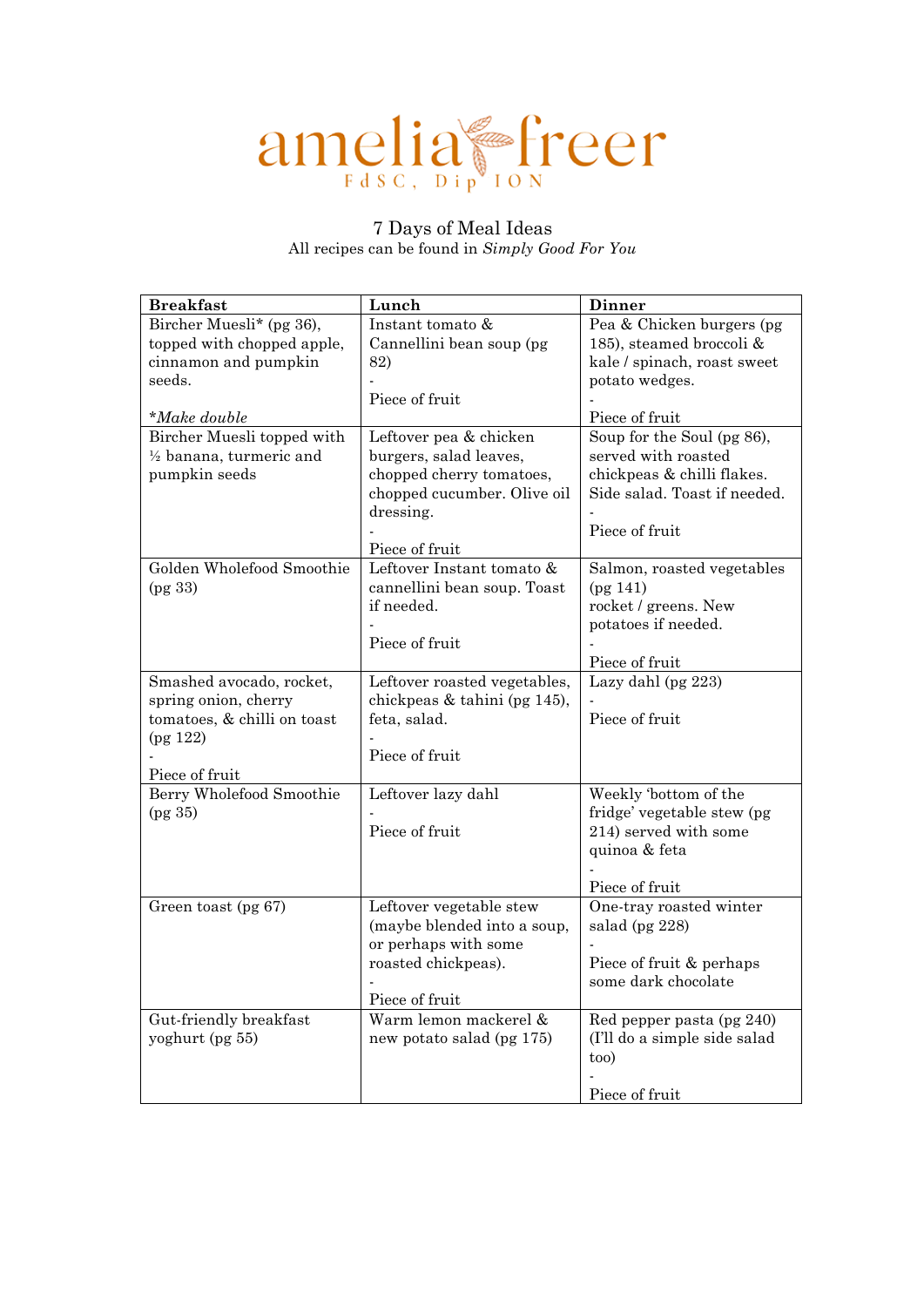# amelia freer

FdSC, Dip ION

## 7 Days of Meal Ideas

All recipes can be found in *Simply Good For You*

| **Breakfast** | **Lunch** | **Dinner** |
|---|---|---|
| Bircher Muesli* (pg 36), topped with chopped apple, cinnamon and pumpkin seeds. <br><br> **Make double* | Instant tomato & Cannellini bean soup (pg 82) <br> - <br> Piece of fruit | Pea & Chicken burgers (pg 185), steamed broccoli & kale / spinach, roast sweet potato wedges. <br> - <br> Piece of fruit |
| Bircher Muesli topped with ½ banana, turmeric and pumpkin seeds | Leftover pea & chicken burgers, salad leaves, chopped cherry tomatoes, chopped cucumber. Olive oil dressing. <br> - <br> Piece of fruit | Soup for the Soul (pg 86), served with roasted chickpeas & chilli flakes. Side salad. Toast if needed. <br> - <br> Piece of fruit |
| Golden Wholefood Smoothie (pg 33) | Leftover Instant tomato & cannellini bean soup. Toast if needed. <br> - <br> Piece of fruit | Salmon, roasted vegetables (pg 141) rocket / greens. New potatoes if needed. <br> - <br> Piece of fruit |
| Smashed avocado, rocket, spring onion, cherry tomatoes, & chilli on toast (pg 122) <br> - <br> Piece of fruit | Leftover roasted vegetables, chickpeas & tahini (pg 145), feta, salad. <br> - <br> Piece of fruit | Lazy dahl (pg 223) <br> - <br> Piece of fruit |
| Berry Wholefood Smoothie (pg 35) | Leftover lazy dahl <br> - <br> Piece of fruit | Weekly 'bottom of the fridge' vegetable stew (pg 214) served with some quinoa & feta <br> - <br> Piece of fruit |
| Green toast (pg 67) | Leftover vegetable stew (maybe blended into a soup, or perhaps with some roasted chickpeas). <br> - <br> Piece of fruit | One-tray roasted winter salad (pg 228) <br> - <br> Piece of fruit & perhaps some dark chocolate |
| Gut-friendly breakfast yoghurt (pg 55) | Warm lemon mackerel & new potato salad (pg 175) | Red pepper pasta (pg 240) (I'll do a simple side salad too) <br> - <br> Piece of fruit |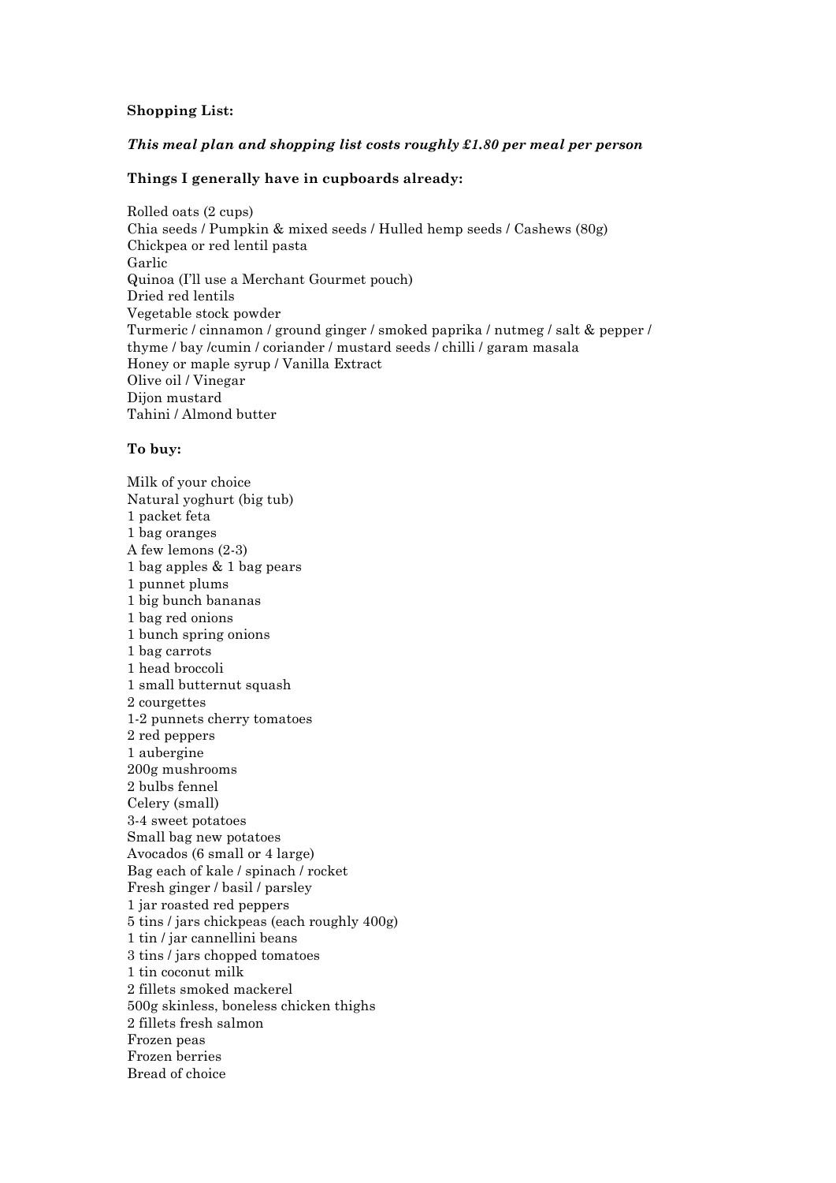**Shopping List:**

***This meal plan and shopping list costs roughly £1.80 per meal per person***

**Things I generally have in cupboards already:**

Rolled oats (2 cups)
Chia seeds / Pumpkin & mixed seeds / Hulled hemp seeds / Cashews (80g)
Chickpea or red lentil pasta
Garlic
Quinoa (I'll use a Merchant Gourmet pouch)
Dried red lentils
Vegetable stock powder
Turmeric / cinnamon / ground ginger / smoked paprika / nutmeg / salt & pepper / thyme / bay /cumin / coriander / mustard seeds / chilli / garam masala
Honey or maple syrup / Vanilla Extract
Olive oil / Vinegar
Dijon mustard
Tahini / Almond butter

**To buy:**

Milk of your choice
Natural yoghurt (big tub)
1 packet feta
1 bag oranges
A few lemons (2-3)
1 bag apples & 1 bag pears
1 punnet plums
1 big bunch bananas
1 bag red onions
1 bunch spring onions
1 bag carrots
1 head broccoli
1 small butternut squash
2 courgettes
1-2 punnets cherry tomatoes
2 red peppers
1 aubergine
200g mushrooms
2 bulbs fennel
Celery (small)
3-4 sweet potatoes
Small bag new potatoes
Avocados (6 small or 4 large)
Bag each of kale / spinach / rocket
Fresh ginger / basil / parsley
1 jar roasted red peppers
5 tins / jars chickpeas (each roughly 400g)
1 tin / jar cannellini beans
3 tins / jars chopped tomatoes
1 tin coconut milk
2 fillets smoked mackerel
500g skinless, boneless chicken thighs
2 fillets fresh salmon
Frozen peas
Frozen berries
Bread of choice